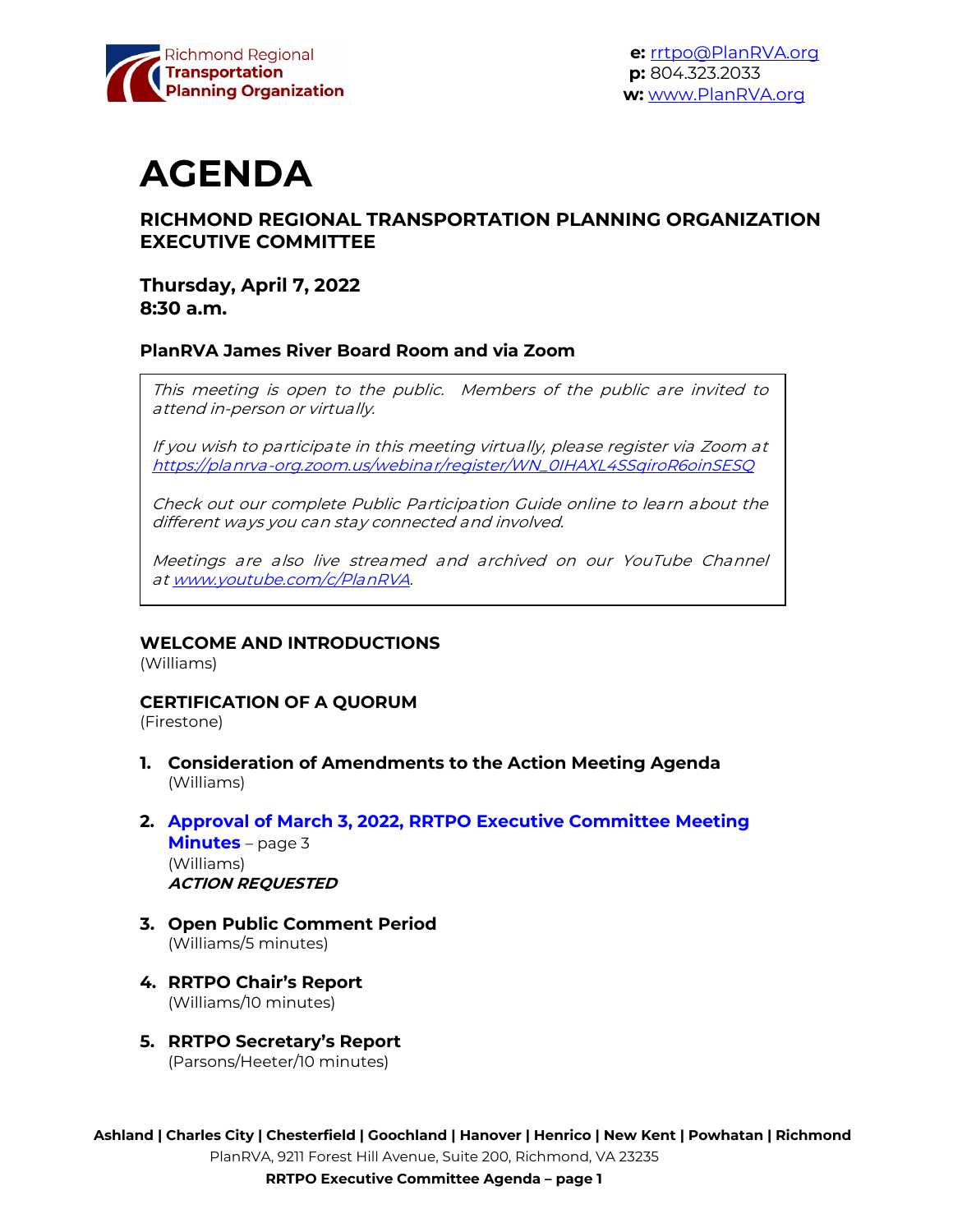Richmond Regional **Transportation Planning Organization**

**e:** rrtpo@PlanRVA.org
**p:** 804.323.2033
**w:** www.PlanRVA.org

# AGENDA

## RICHMOND REGIONAL TRANSPORTATION PLANNING ORGANIZATION EXECUTIVE COMMITTEE

**Thursday, April 7, 2022**
**8:30 a.m.**

**PlanRVA James River Board Room and via Zoom**

*This meeting is open to the public. Members of the public are invited to attend in-person or virtually.*

*If you wish to participate in this meeting virtually, please register via Zoom at https://planrva-org.zoom.us/webinar/register/WN_0IHAXL4SSqiroR6oinSESQ*

*Check out our complete Public Participation Guide online to learn about the different ways you can stay connected and involved.*

*Meetings are also live streamed and archived on our YouTube Channel at www.youtube.com/c/PlanRVA.*

**WELCOME AND INTRODUCTIONS**
(Williams)

**CERTIFICATION OF A QUORUM**
(Firestone)

1. **Consideration of Amendments to the Action Meeting Agenda**
   (Williams)

2. **Approval of March 3, 2022, RRTPO Executive Committee Meeting Minutes** – page 3
   (Williams)
   ***ACTION REQUESTED***

3. **Open Public Comment Period**
   (Williams/5 minutes)

4. **RRTPO Chair's Report**
   (Williams/10 minutes)

5. **RRTPO Secretary's Report**
   (Parsons/Heeter/10 minutes)

**Ashland | Charles City | Chesterfield | Goochland | Hanover | Henrico | New Kent | Powhatan | Richmond**
PlanRVA, 9211 Forest Hill Avenue, Suite 200, Richmond, VA 23235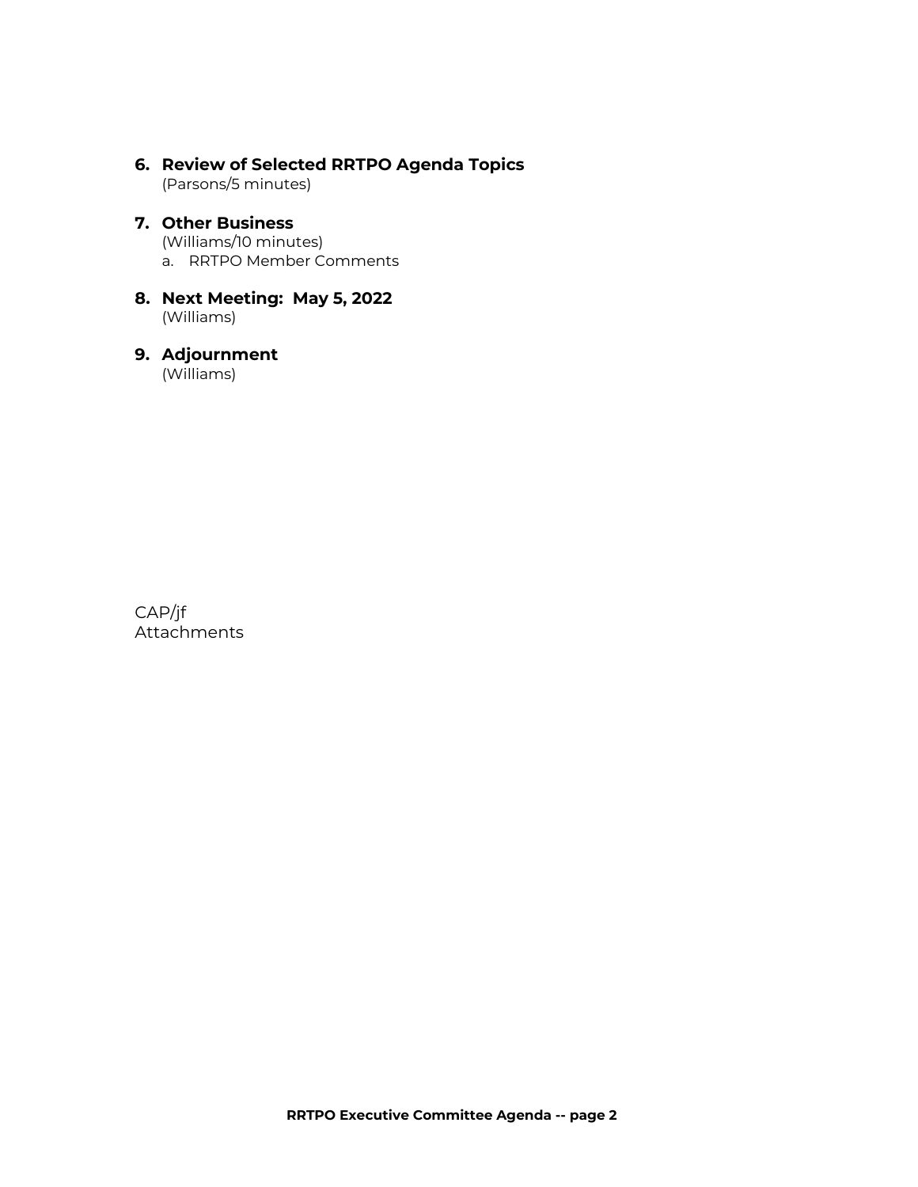**6. Review of Selected RRTPO Agenda Topics**
(Parsons/5 minutes)

**7. Other Business**
(Williams/10 minutes)

a. RRTPO Member Comments

**8. Next Meeting: May 5, 2022**
(Williams)

**9. Adjournment**
(Williams)

CAP/jf
Attachments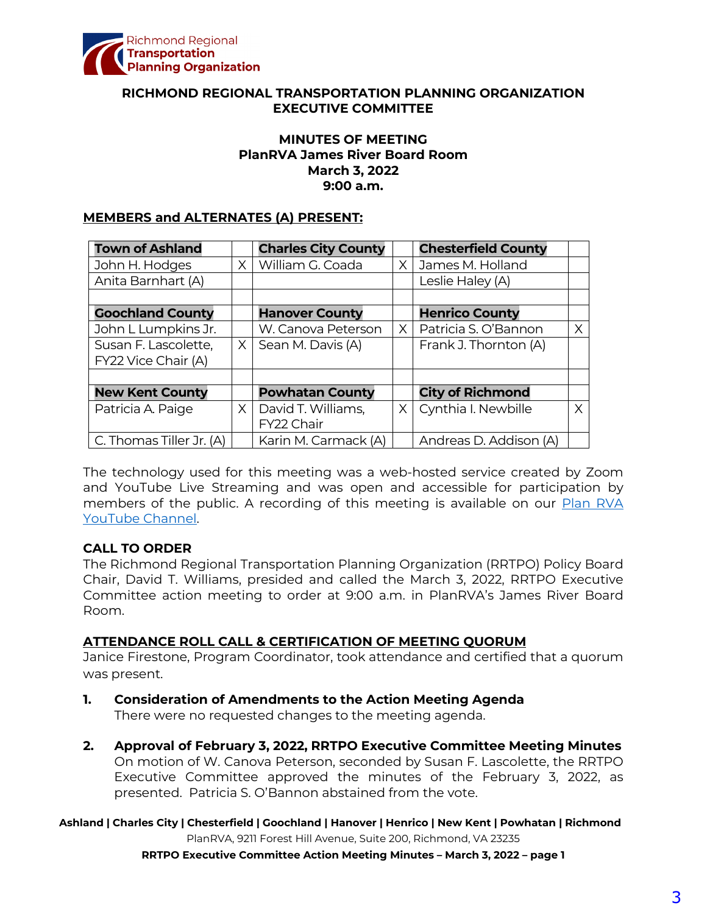Richmond Regional **Transportation Planning Organization**

**RICHMOND REGIONAL TRANSPORTATION PLANNING ORGANIZATION EXECUTIVE COMMITTEE**

**MINUTES OF MEETING**
**PlanRVA James River Board Room**
**March 3, 2022**
**9:00 a.m.**

**MEMBERS and ALTERNATES (A) PRESENT:**

| **Town of Ashland** | | **Charles City County** | | **Chesterfield County** | |
|---|---|---|---|---|---|
| John H. Hodges | X | William G. Coada | X | James M. Holland | |
| Anita Barnhart (A) | | | | Leslie Haley (A) | |
| | | | | | |
| **Goochland County** | | **Hanover County** | | **Henrico County** | |
| John L Lumpkins Jr. | | W. Canova Peterson | X | Patricia S. O'Bannon | X |
| Susan F. Lascolette, FY22 Vice Chair (A) | X | Sean M. Davis (A) | | Frank J. Thornton (A) | |
| | | | | | |
| **New Kent County** | | **Powhatan County** | | **City of Richmond** | |
| Patricia A. Paige | X | David T. Williams, FY22 Chair | X | Cynthia I. Newbille | X |
| C. Thomas Tiller Jr. (A) | | Karin M. Carmack (A) | | Andreas D. Addison (A) | |

The technology used for this meeting was a web-hosted service created by Zoom and YouTube Live Streaming and was open and accessible for participation by members of the public. A recording of this meeting is available on our Plan RVA YouTube Channel.

**CALL TO ORDER**

The Richmond Regional Transportation Planning Organization (RRTPO) Policy Board Chair, David T. Williams, presided and called the March 3, 2022, RRTPO Executive Committee action meeting to order at 9:00 a.m. in PlanRVA's James River Board Room.

**ATTENDANCE ROLL CALL & CERTIFICATION OF MEETING QUORUM**

Janice Firestone, Program Coordinator, took attendance and certified that a quorum was present.

1. **Consideration of Amendments to the Action Meeting Agenda**
   There were no requested changes to the meeting agenda.

2. **Approval of February 3, 2022, RRTPO Executive Committee Meeting Minutes**
   On motion of W. Canova Peterson, seconded by Susan F. Lascolette, the RRTPO Executive Committee approved the minutes of the February 3, 2022, as presented. Patricia S. O'Bannon abstained from the vote.

**Ashland | Charles City | Chesterfield | Goochland | Hanover | Henrico | New Kent | Powhatan | Richmond**
PlanRVA, 9211 Forest Hill Avenue, Suite 200, Richmond, VA 23235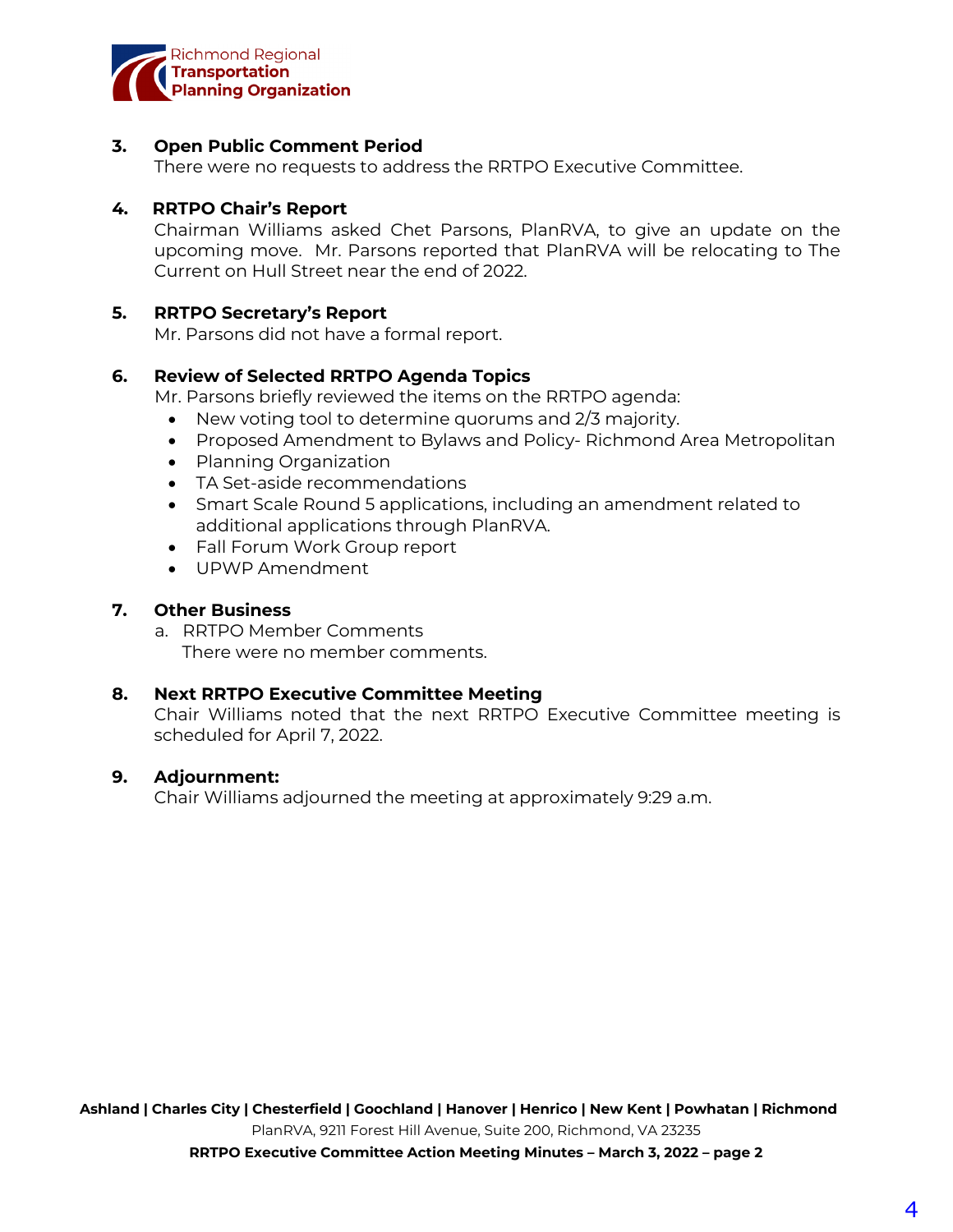### 3. Open Public Comment Period

There were no requests to address the RRTPO Executive Committee.

### 4. RRTPO Chair's Report

Chairman Williams asked Chet Parsons, PlanRVA, to give an update on the upcoming move. Mr. Parsons reported that PlanRVA will be relocating to The Current on Hull Street near the end of 2022.

### 5. RRTPO Secretary's Report

Mr. Parsons did not have a formal report.

### 6. Review of Selected RRTPO Agenda Topics

Mr. Parsons briefly reviewed the items on the RRTPO agenda:

- New voting tool to determine quorums and 2/3 majority.
- Proposed Amendment to Bylaws and Policy- Richmond Area Metropolitan
- Planning Organization
- TA Set-aside recommendations
- Smart Scale Round 5 applications, including an amendment related to additional applications through PlanRVA.
- Fall Forum Work Group report
- UPWP Amendment

### 7. Other Business

a. RRTPO Member Comments

There were no member comments.

### 8. Next RRTPO Executive Committee Meeting

Chair Williams noted that the next RRTPO Executive Committee meeting is scheduled for April 7, 2022.

### 9. Adjournment:

Chair Williams adjourned the meeting at approximately 9:29 a.m.